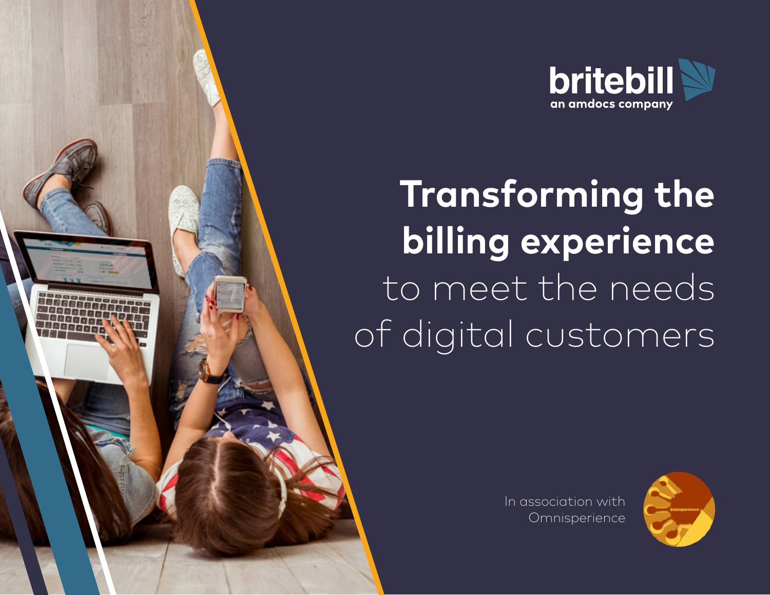britebill
an amdocs company

# Transforming the billing experience to meet the needs of digital customers

In association with Omnisperience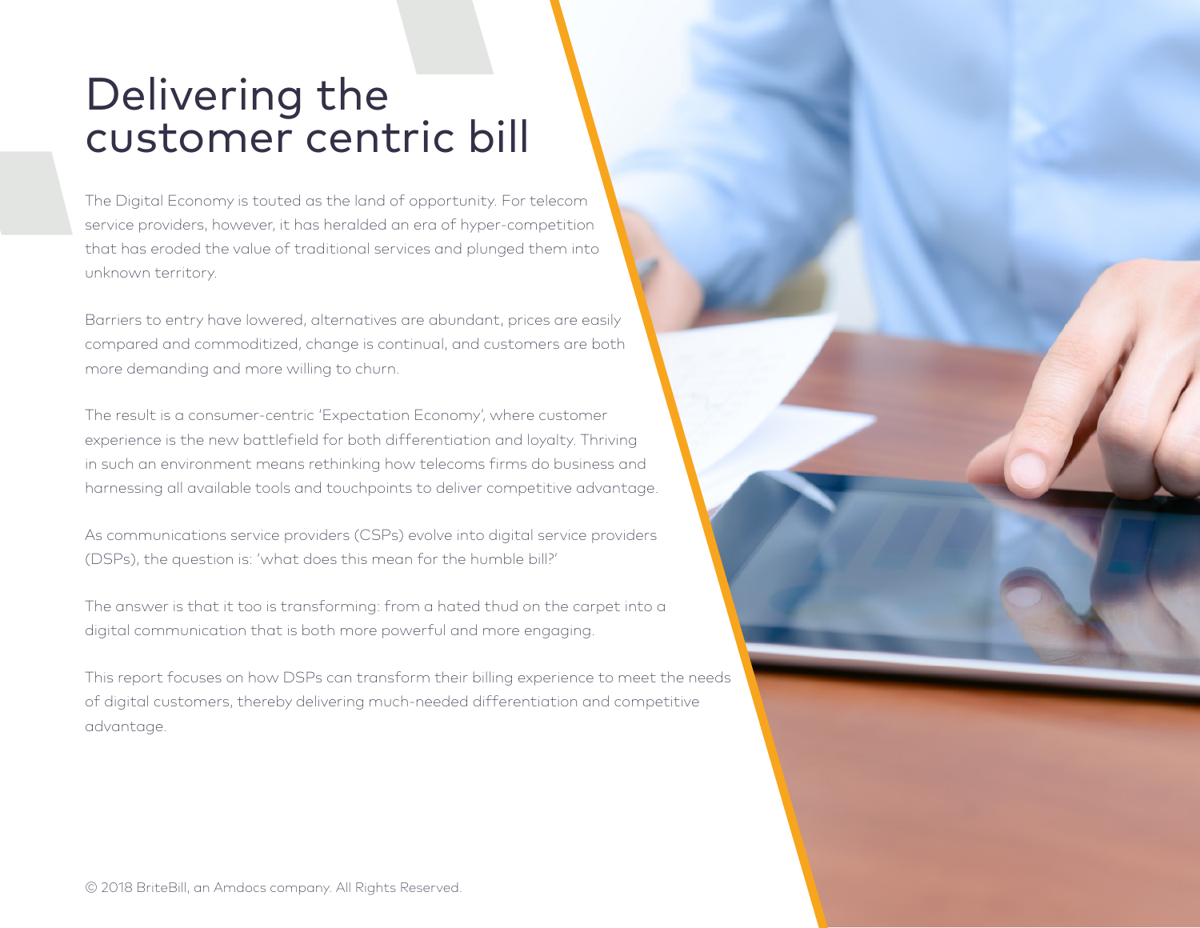# Delivering the customer centric bill

The Digital Economy is touted as the land of opportunity. For telecom service providers, however, it has heralded an era of hyper-competition that has eroded the value of traditional services and plunged them into unknown territory.

Barriers to entry have lowered, alternatives are abundant, prices are easily compared and commoditized, change is continual, and customers are both more demanding and more willing to churn.

The result is a consumer-centric 'Expectation Economy', where customer experience is the new battlefield for both differentiation and loyalty. Thriving in such an environment means rethinking how telecoms firms do business and harnessing all available tools and touchpoints to deliver competitive advantage.

As communications service providers (CSPs) evolve into digital service providers (DSPs), the question is: 'what does this mean for the humble bill?'

The answer is that it too is transforming: from a hated thud on the carpet into a digital communication that is both more powerful and more engaging.

This report focuses on how DSPs can transform their billing experience to meet the needs of digital customers, thereby delivering much-needed differentiation and competitive advantage.

© 2018 BriteBill, an Amdocs company. All Rights Reserved.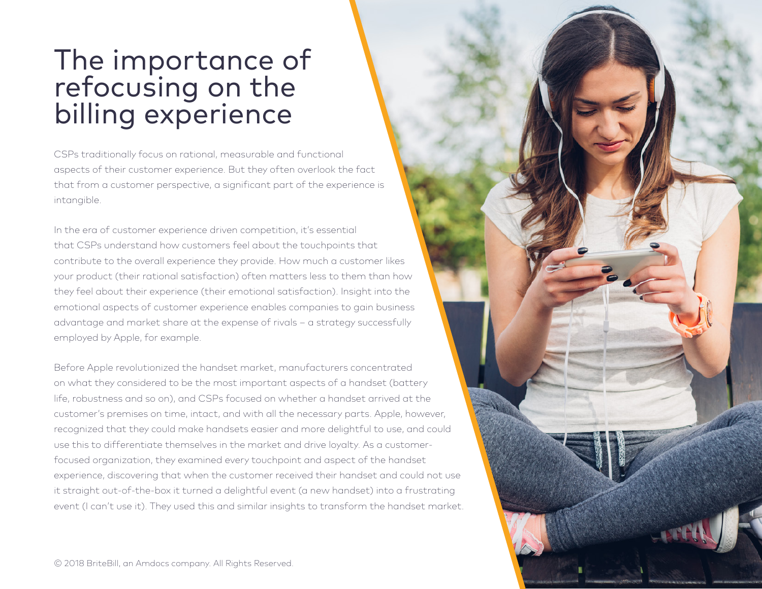# The importance of refocusing on the billing experience

CSPs traditionally focus on rational, measurable and functional aspects of their customer experience. But they often overlook the fact that from a customer perspective, a significant part of the experience is intangible.

In the era of customer experience driven competition, it's essential that CSPs understand how customers feel about the touchpoints that contribute to the overall experience they provide. How much a customer likes your product (their rational satisfaction) often matters less to them than how they feel about their experience (their emotional satisfaction). Insight into the emotional aspects of customer experience enables companies to gain business advantage and market share at the expense of rivals – a strategy successfully employed by Apple, for example.

Before Apple revolutionized the handset market, manufacturers concentrated on what they considered to be the most important aspects of a handset (battery life, robustness and so on), and CSPs focused on whether a handset arrived at the customer's premises on time, intact, and with all the necessary parts. Apple, however, recognized that they could make handsets easier and more delightful to use, and could use this to differentiate themselves in the market and drive loyalty. As a customer-focused organization, they examined every touchpoint and aspect of the handset experience, discovering that when the customer received their handset and could not use it straight out-of-the-box it turned a delightful event (a new handset) into a frustrating event (I can't use it). They used this and similar insights to transform the handset market.

© 2018 BriteBill, an Amdocs company. All Rights Reserved.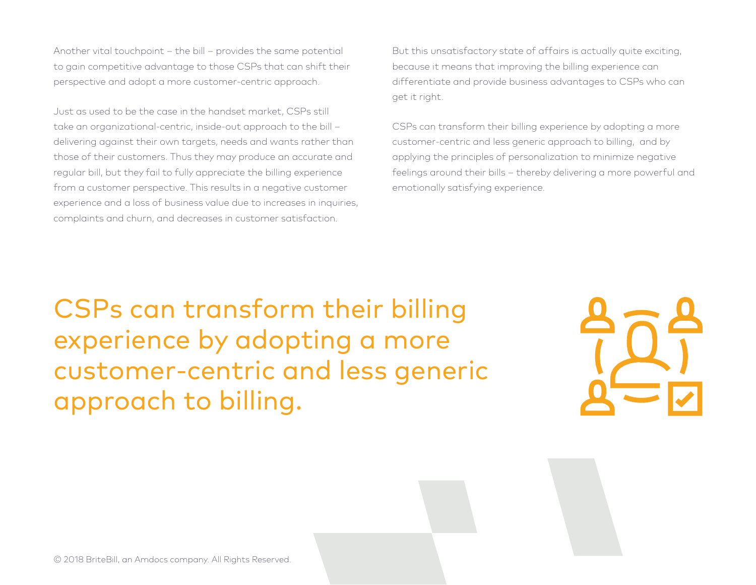Another vital touchpoint – the bill – provides the same potential to gain competitive advantage to those CSPs that can shift their perspective and adopt a more customer-centric approach.

Just as used to be the case in the handset market, CSPs still take an organizational-centric, inside-out approach to the bill – delivering against their own targets, needs and wants rather than those of their customers. Thus they may produce an accurate and regular bill, but they fail to fully appreciate the billing experience from a customer perspective. This results in a negative customer experience and a loss of business value due to increases in inquiries, complaints and churn, and decreases in customer satisfaction.

But this unsatisfactory state of affairs is actually quite exciting, because it means that improving the billing experience can differentiate and provide business advantages to CSPs who can get it right.

CSPs can transform their billing experience by adopting a more customer-centric and less generic approach to billing, and by applying the principles of personalization to minimize negative feelings around their bills – thereby delivering a more powerful and emotionally satisfying experience.

## CSPs can transform their billing experience by adopting a more customer-centric and less generic approach to billing.

© 2018 BriteBill, an Amdocs company. All Rights Reserved.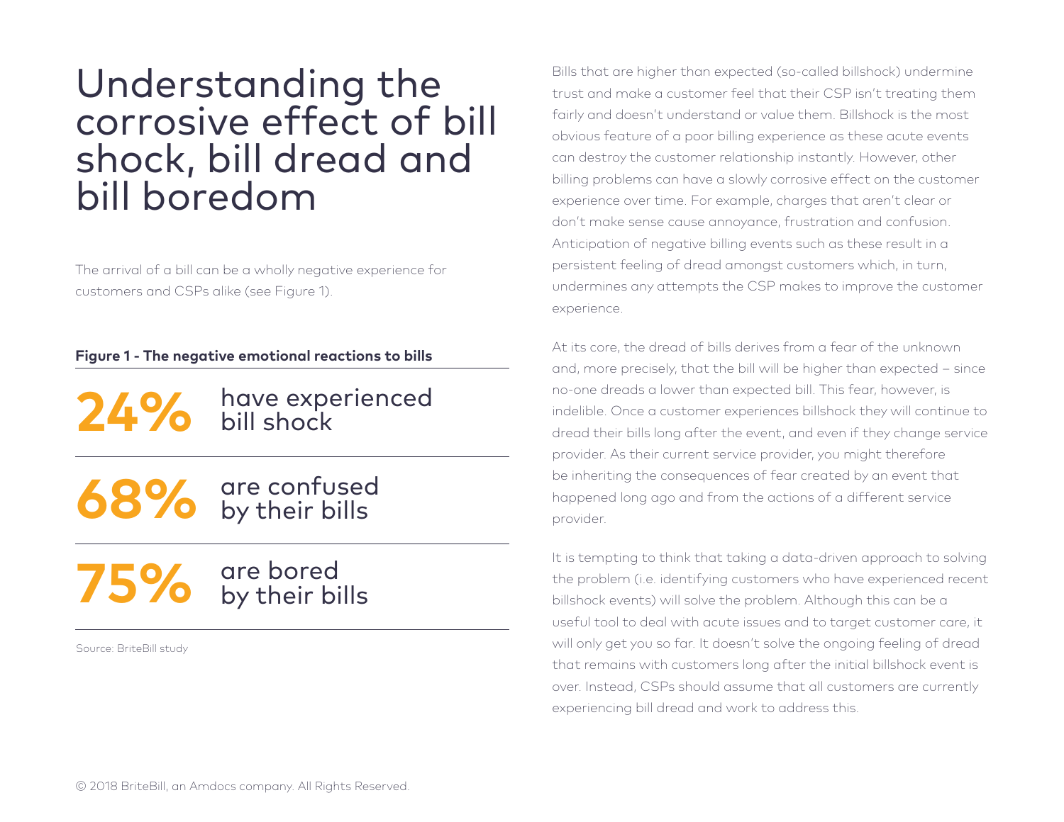# Understanding the corrosive effect of bill shock, bill dread and bill boredom

The arrival of a bill can be a wholly negative experience for customers and CSPs alike (see Figure 1).

**Figure 1 - The negative emotional reactions to bills**

| | |
|---|---|
| **24%** | have experienced bill shock |
| **68%** | are confused by their bills |
| **75%** | are bored by their bills |

Source: BriteBill study

Bills that are higher than expected (so-called billshock) undermine trust and make a customer feel that their CSP isn't treating them fairly and doesn't understand or value them. Billshock is the most obvious feature of a poor billing experience as these acute events can destroy the customer relationship instantly. However, other billing problems can have a slowly corrosive effect on the customer experience over time. For example, charges that aren't clear or don't make sense cause annoyance, frustration and confusion. Anticipation of negative billing events such as these result in a persistent feeling of dread amongst customers which, in turn, undermines any attempts the CSP makes to improve the customer experience.

At its core, the dread of bills derives from a fear of the unknown and, more precisely, that the bill will be higher than expected – since no-one dreads a lower than expected bill. This fear, however, is indelible. Once a customer experiences billshock they will continue to dread their bills long after the event, and even if they change service provider. As their current service provider, you might therefore be inheriting the consequences of fear created by an event that happened long ago and from the actions of a different service provider.

It is tempting to think that taking a data-driven approach to solving the problem (i.e. identifying customers who have experienced recent billshock events) will solve the problem. Although this can be a useful tool to deal with acute issues and to target customer care, it will only get you so far. It doesn't solve the ongoing feeling of dread that remains with customers long after the initial billshock event is over. Instead, CSPs should assume that all customers are currently experiencing bill dread and work to address this.

© 2018 BriteBill, an Amdocs company. All Rights Reserved.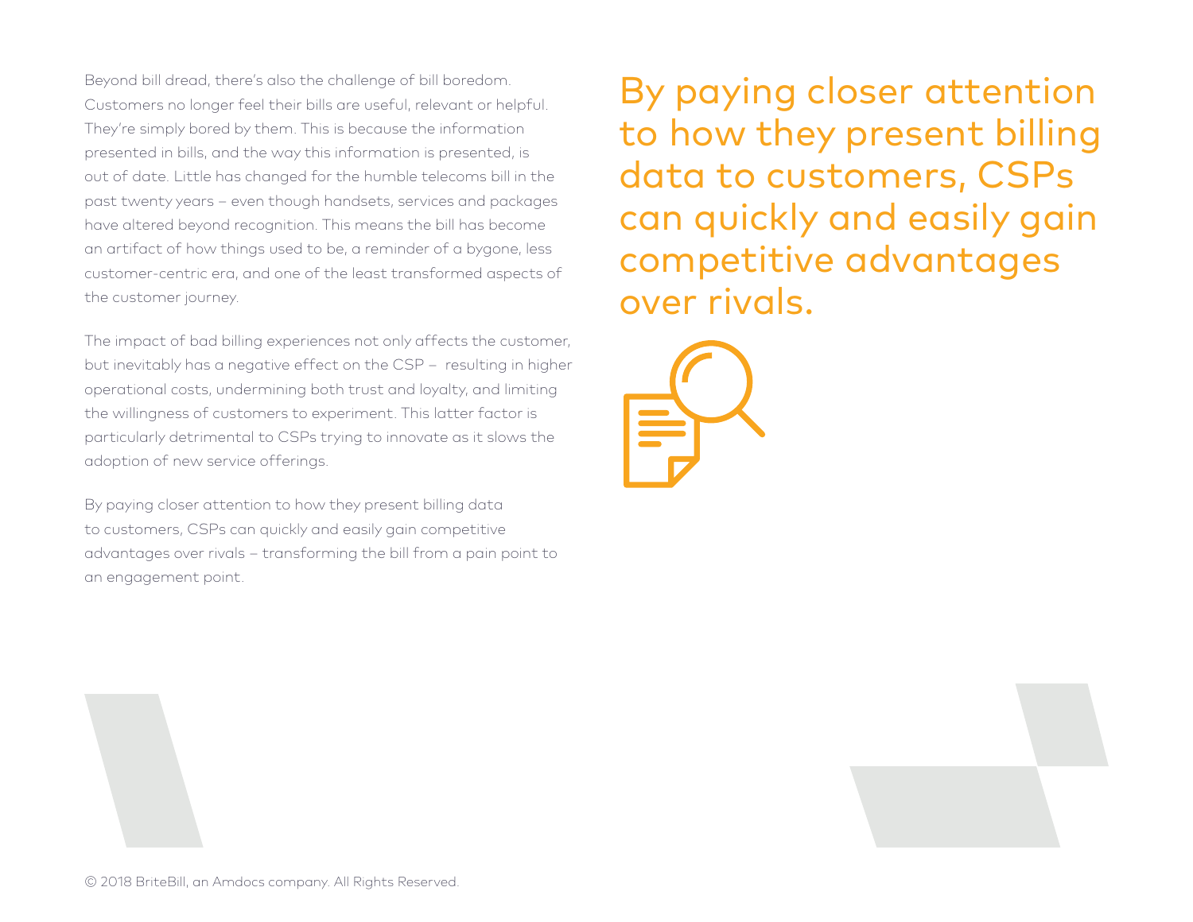Beyond bill dread, there's also the challenge of bill boredom. Customers no longer feel their bills are useful, relevant or helpful. They're simply bored by them. This is because the information presented in bills, and the way this information is presented, is out of date. Little has changed for the humble telecoms bill in the past twenty years – even though handsets, services and packages have altered beyond recognition. This means the bill has become an artifact of how things used to be, a reminder of a bygone, less customer-centric era, and one of the least transformed aspects of the customer journey.

The impact of bad billing experiences not only affects the customer, but inevitably has a negative effect on the CSP – resulting in higher operational costs, undermining both trust and loyalty, and limiting the willingness of customers to experiment. This latter factor is particularly detrimental to CSPs trying to innovate as it slows the adoption of new service offerings.

By paying closer attention to how they present billing data to customers, CSPs can quickly and easily gain competitive advantages over rivals – transforming the bill from a pain point to an engagement point.

> By paying closer attention to how they present billing data to customers, CSPs can quickly and easily gain competitive advantages over rivals.

© 2018 BriteBill, an Amdocs company. All Rights Reserved.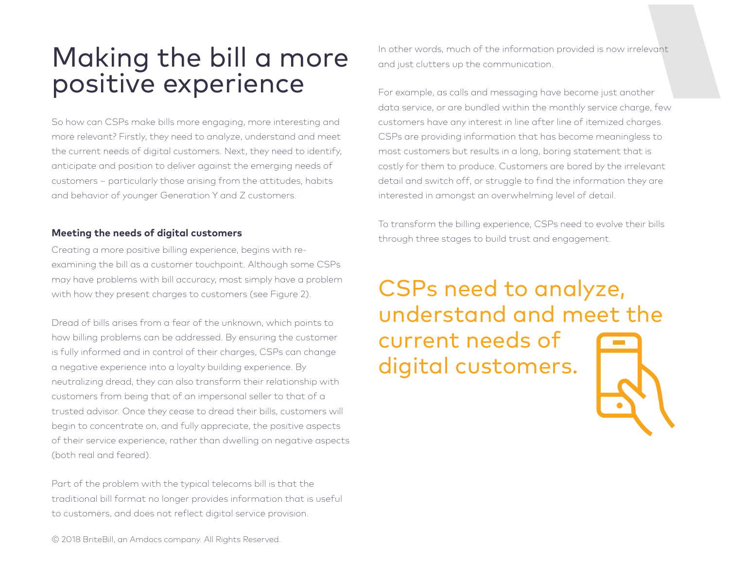# Making the bill a more positive experience

So how can CSPs make bills more engaging, more interesting and more relevant? Firstly, they need to analyze, understand and meet the current needs of digital customers. Next, they need to identify, anticipate and position to deliver against the emerging needs of customers – particularly those arising from the attitudes, habits and behavior of younger Generation Y and Z customers.

### Meeting the needs of digital customers

Creating a more positive billing experience, begins with re-examining the bill as a customer touchpoint. Although some CSPs may have problems with bill accuracy, most simply have a problem with how they present charges to customers (see Figure 2).

Dread of bills arises from a fear of the unknown, which points to how billing problems can be addressed. By ensuring the customer is fully informed and in control of their charges, CSPs can change a negative experience into a loyalty building experience. By neutralizing dread, they can also transform their relationship with customers from being that of an impersonal seller to that of a trusted advisor. Once they cease to dread their bills, customers will begin to concentrate on, and fully appreciate, the positive aspects of their service experience, rather than dwelling on negative aspects (both real and feared).

Part of the problem with the typical telecoms bill is that the traditional bill format no longer provides information that is useful to customers, and does not reflect digital service provision.

In other words, much of the information provided is now irrelevant and just clutters up the communication.

For example, as calls and messaging have become just another data service, or are bundled within the monthly service charge, few customers have any interest in line after line of itemized charges. CSPs are providing information that has become meaningless to most customers but results in a long, boring statement that is costly for them to produce. Customers are bored by the irrelevant detail and switch off, or struggle to find the information they are interested in amongst an overwhelming level of detail.

To transform the billing experience, CSPs need to evolve their bills through three stages to build trust and engagement.

> CSPs need to analyze, understand and meet the current needs of digital customers.

© 2018 BriteBill, an Amdocs company. All Rights Reserved.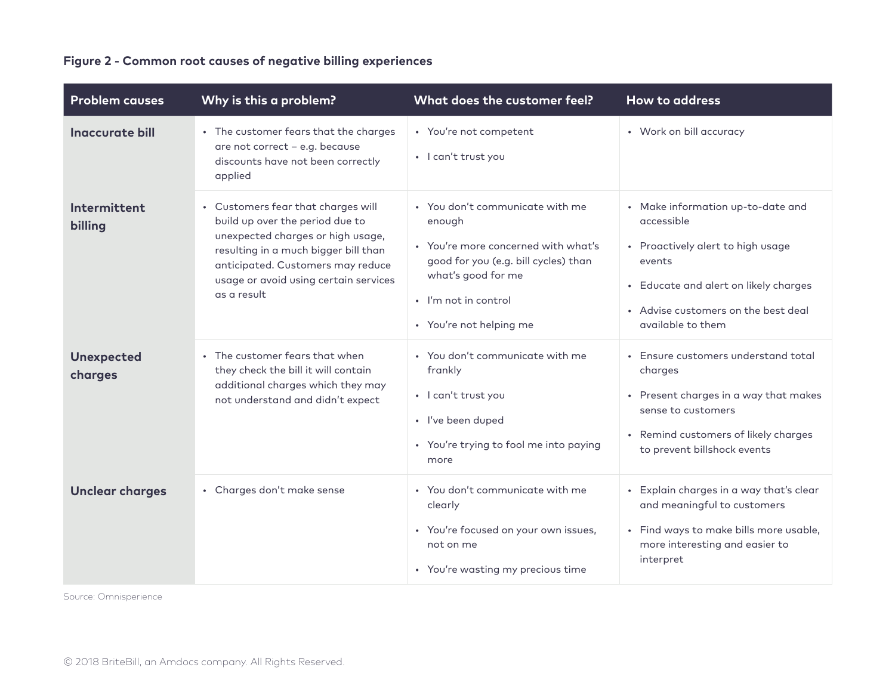**Figure 2 - Common root causes of negative billing experiences**

| Problem causes | Why is this a problem? | What does the customer feel? | How to address |
|---|---|---|---|
| **Inaccurate bill** | • The customer fears that the charges are not correct – e.g. because discounts have not been correctly applied | • You're not competent<br>• I can't trust you | • Work on bill accuracy |
| **Intermittent billing** | • Customers fear that charges will build up over the period due to unexpected charges or high usage, resulting in a much bigger bill than anticipated. Customers may reduce usage or avoid using certain services as a result | • You don't communicate with me enough<br>• You're more concerned with what's good for you (e.g. bill cycles) than what's good for me<br>• I'm not in control<br>• You're not helping me | • Make information up-to-date and accessible<br>• Proactively alert to high usage events<br>• Educate and alert on likely charges<br>• Advise customers on the best deal available to them |
| **Unexpected charges** | • The customer fears that when they check the bill it will contain additional charges which they may not understand and didn't expect | • You don't communicate with me frankly<br>• I can't trust you<br>• I've been duped<br>• You're trying to fool me into paying more | • Ensure customers understand total charges<br>• Present charges in a way that makes sense to customers<br>• Remind customers of likely charges to prevent billshock events |
| **Unclear charges** | • Charges don't make sense | • You don't communicate with me clearly<br>• You're focused on your own issues, not on me<br>• You're wasting my precious time | • Explain charges in a way that's clear and meaningful to customers<br>• Find ways to make bills more usable, more interesting and easier to interpret |

Source: Omnisperience

© 2018 BriteBill, an Amdocs company. All Rights Reserved.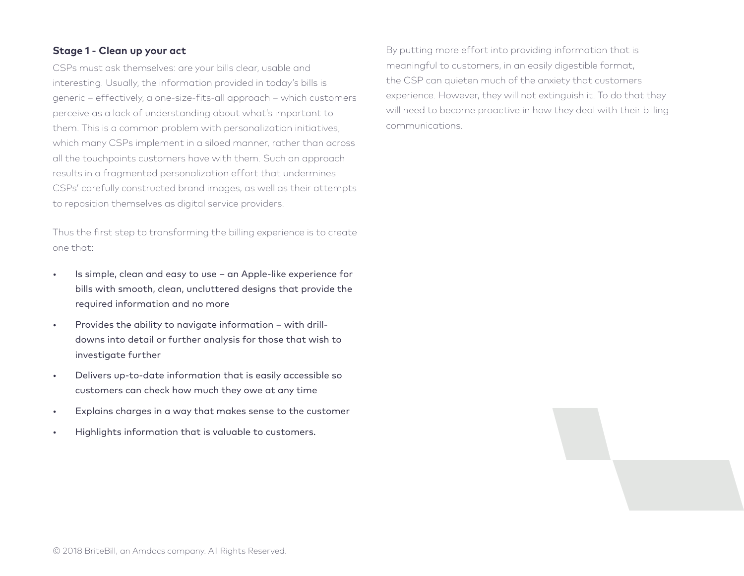### Stage 1 - Clean up your act

CSPs must ask themselves: are your bills clear, usable and interesting. Usually, the information provided in today's bills is generic – effectively, a one-size-fits-all approach – which customers perceive as a lack of understanding about what's important to them. This is a common problem with personalization initiatives, which many CSPs implement in a siloed manner, rather than across all the touchpoints customers have with them. Such an approach results in a fragmented personalization effort that undermines CSPs' carefully constructed brand images, as well as their attempts to reposition themselves as digital service providers.

Thus the first step to transforming the billing experience is to create one that:

- Is simple, clean and easy to use – an Apple-like experience for bills with smooth, clean, uncluttered designs that provide the required information and no more
- Provides the ability to navigate information – with drill-downs into detail or further analysis for those that wish to investigate further
- Delivers up-to-date information that is easily accessible so customers can check how much they owe at any time
- Explains charges in a way that makes sense to the customer
- Highlights information that is valuable to customers.

By putting more effort into providing information that is meaningful to customers, in an easily digestible format, the CSP can quieten much of the anxiety that customers experience. However, they will not extinguish it. To do that they will need to become proactive in how they deal with their billing communications.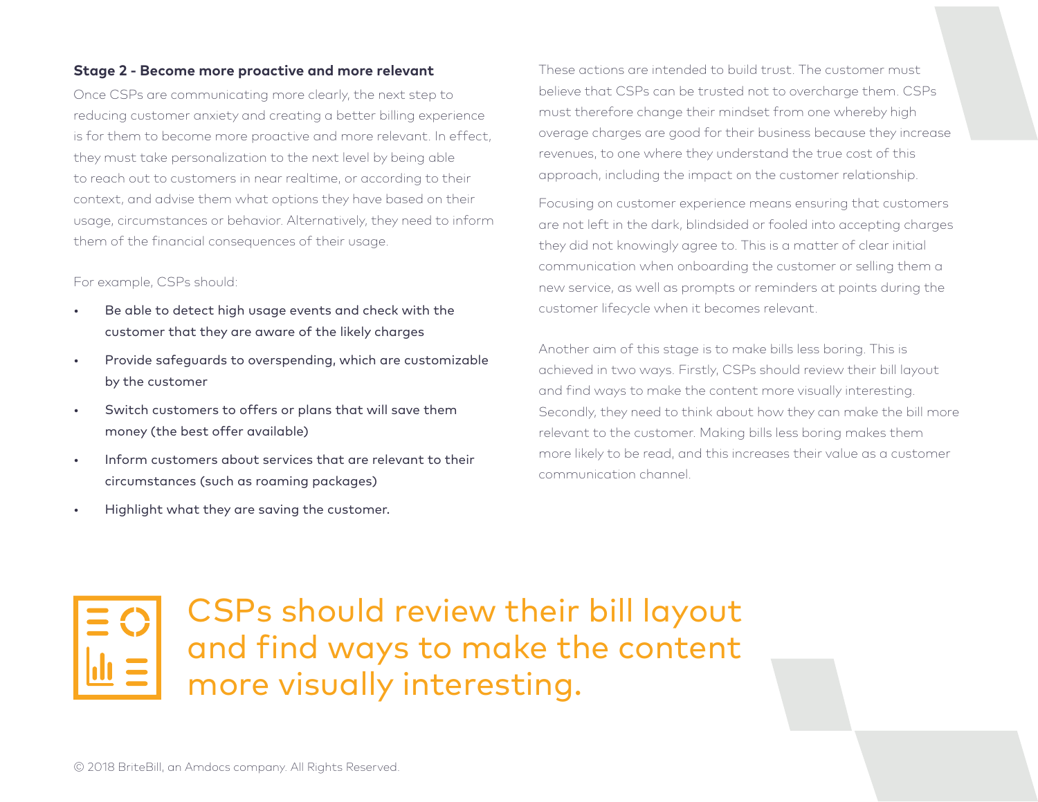### Stage 2 - Become more proactive and more relevant

Once CSPs are communicating more clearly, the next step to reducing customer anxiety and creating a better billing experience is for them to become more proactive and more relevant. In effect, they must take personalization to the next level by being able to reach out to customers in near realtime, or according to their context, and advise them what options they have based on their usage, circumstances or behavior. Alternatively, they need to inform them of the financial consequences of their usage.

For example, CSPs should:

- Be able to detect high usage events and check with the customer that they are aware of the likely charges
- Provide safeguards to overspending, which are customizable by the customer
- Switch customers to offers or plans that will save them money (the best offer available)
- Inform customers about services that are relevant to their circumstances (such as roaming packages)
- Highlight what they are saving the customer.

These actions are intended to build trust. The customer must believe that CSPs can be trusted not to overcharge them. CSPs must therefore change their mindset from one whereby high overage charges are good for their business because they increase revenues, to one where they understand the true cost of this approach, including the impact on the customer relationship.

Focusing on customer experience means ensuring that customers are not left in the dark, blindsided or fooled into accepting charges they did not knowingly agree to. This is a matter of clear initial communication when onboarding the customer or selling them a new service, as well as prompts or reminders at points during the customer lifecycle when it becomes relevant.

Another aim of this stage is to make bills less boring. This is achieved in two ways. Firstly, CSPs should review their bill layout and find ways to make the content more visually interesting. Secondly, they need to think about how they can make the bill more relevant to the customer. Making bills less boring makes them more likely to be read, and this increases their value as a customer communication channel.

CSPs should review their bill layout and find ways to make the content more visually interesting.

© 2018 BriteBill, an Amdocs company. All Rights Reserved.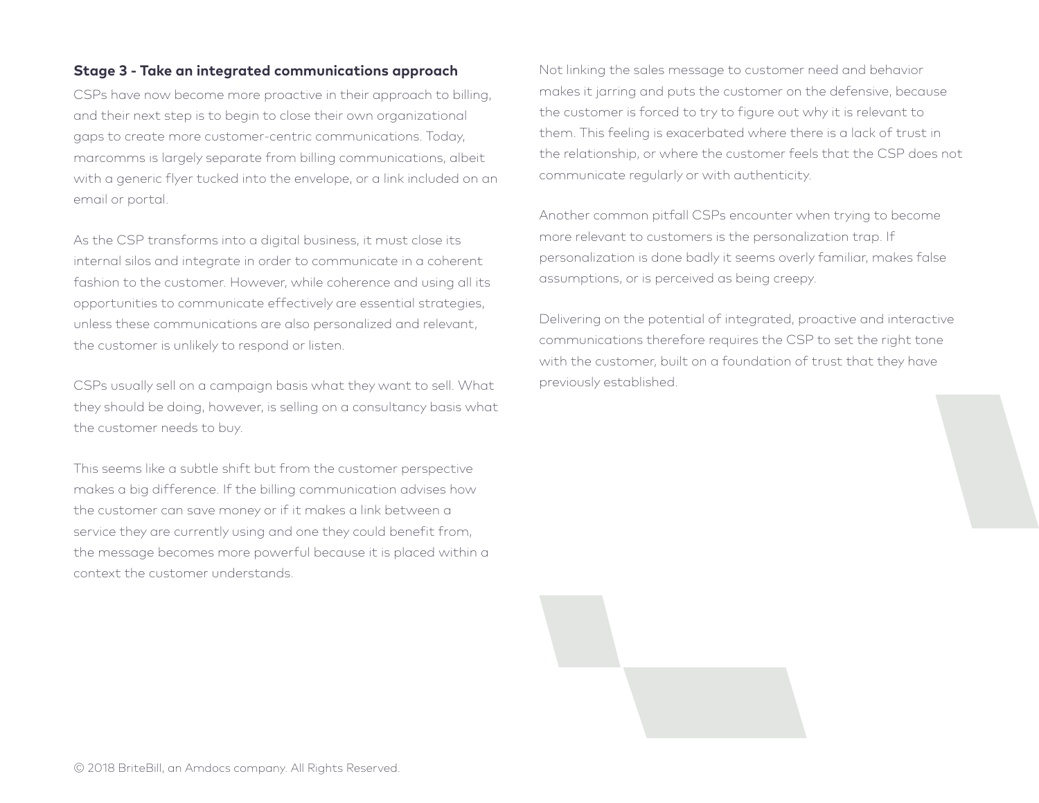### Stage 3 - Take an integrated communications approach

CSPs have now become more proactive in their approach to billing, and their next step is to begin to close their own organizational gaps to create more customer-centric communications. Today, marcomms is largely separate from billing communications, albeit with a generic flyer tucked into the envelope, or a link included on an email or portal.

As the CSP transforms into a digital business, it must close its internal silos and integrate in order to communicate in a coherent fashion to the customer. However, while coherence and using all its opportunities to communicate effectively are essential strategies, unless these communications are also personalized and relevant, the customer is unlikely to respond or listen.

CSPs usually sell on a campaign basis what they want to sell. What they should be doing, however, is selling on a consultancy basis what the customer needs to buy.

This seems like a subtle shift but from the customer perspective makes a big difference. If the billing communication advises how the customer can save money or if it makes a link between a service they are currently using and one they could benefit from, the message becomes more powerful because it is placed within a context the customer understands.

Not linking the sales message to customer need and behavior makes it jarring and puts the customer on the defensive, because the customer is forced to try to figure out why it is relevant to them. This feeling is exacerbated where there is a lack of trust in the relationship, or where the customer feels that the CSP does not communicate regularly or with authenticity.

Another common pitfall CSPs encounter when trying to become more relevant to customers is the personalization trap. If personalization is done badly it seems overly familiar, makes false assumptions, or is perceived as being creepy.

Delivering on the potential of integrated, proactive and interactive communications therefore requires the CSP to set the right tone with the customer, built on a foundation of trust that they have previously established.

© 2018 BriteBill, an Amdocs company. All Rights Reserved.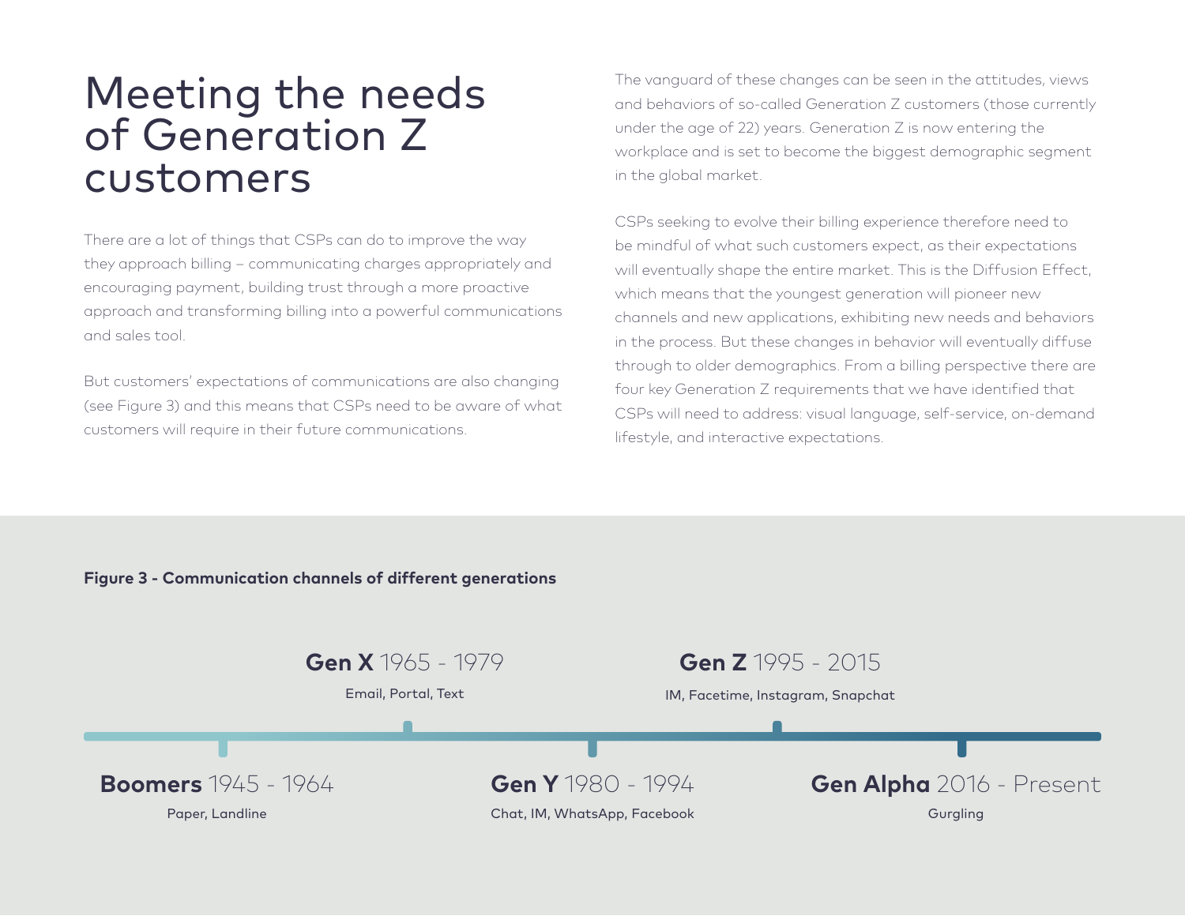# Meeting the needs of Generation Z customers

There are a lot of things that CSPs can do to improve the way they approach billing – communicating charges appropriately and encouraging payment, building trust through a more proactive approach and transforming billing into a powerful communications and sales tool.

But customers' expectations of communications are also changing (see Figure 3) and this means that CSPs need to be aware of what customers will require in their future communications.

The vanguard of these changes can be seen in the attitudes, views and behaviors of so-called Generation Z customers (those currently under the age of 22) years. Generation Z is now entering the workplace and is set to become the biggest demographic segment in the global market.

CSPs seeking to evolve their billing experience therefore need to be mindful of what such customers expect, as their expectations will eventually shape the entire market. This is the Diffusion Effect, which means that the youngest generation will pioneer new channels and new applications, exhibiting new needs and behaviors in the process. But these changes in behavior will eventually diffuse through to older demographics. From a billing perspective there are four key Generation Z requirements that we have identified that CSPs will need to address: visual language, self-service, on-demand lifestyle, and interactive expectations.

**Figure 3 - Communication channels of different generations**

- **Boomers** 1945 - 1964: Paper, Landline
- **Gen X** 1965 - 1979: Email, Portal, Text
- **Gen Y** 1980 - 1994: Chat, IM, WhatsApp, Facebook
- **Gen Z** 1995 - 2015: IM, Facetime, Instagram, Snapchat
- **Gen Alpha** 2016 - Present: Gurgling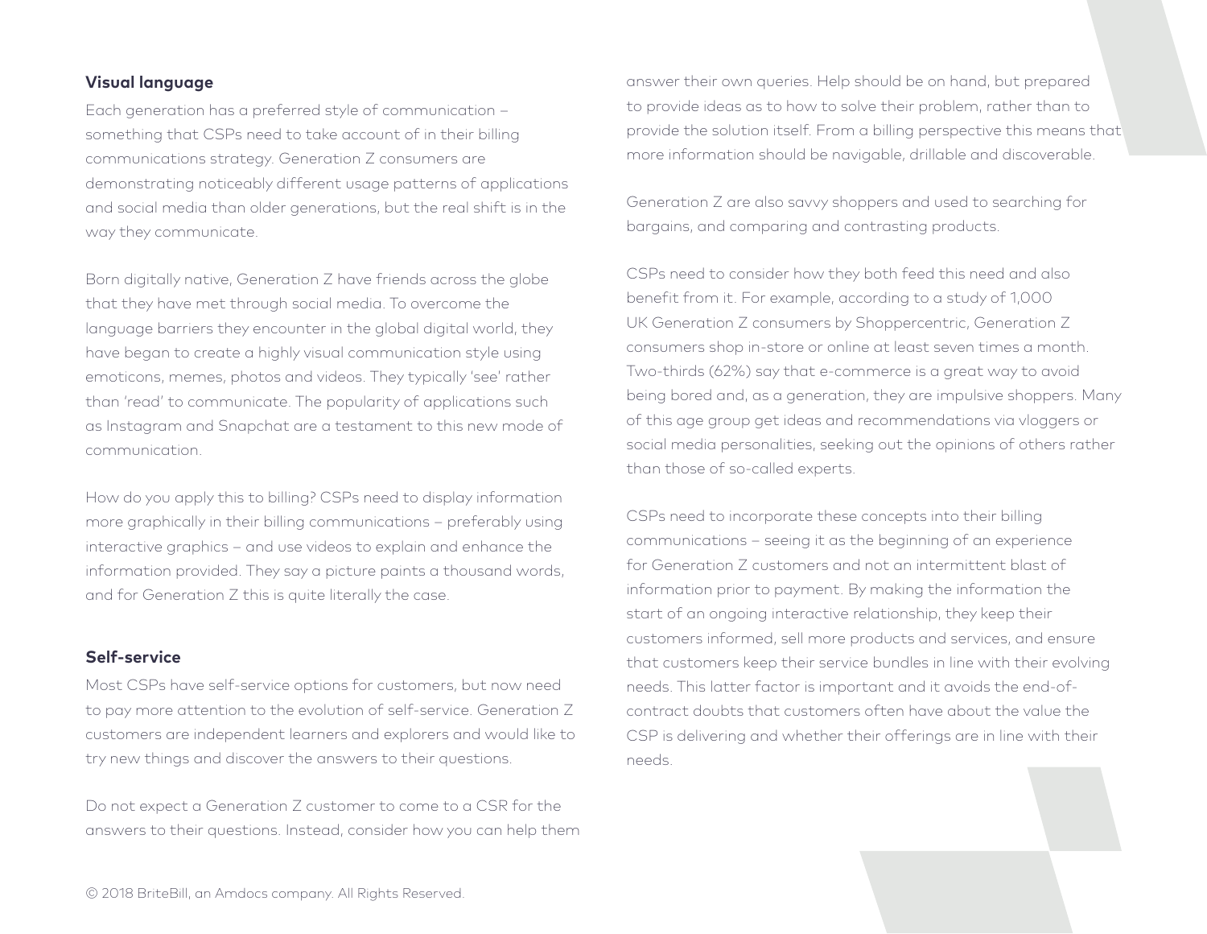### Visual language

Each generation has a preferred style of communication – something that CSPs need to take account of in their billing communications strategy. Generation Z consumers are demonstrating noticeably different usage patterns of applications and social media than older generations, but the real shift is in the way they communicate.

Born digitally native, Generation Z have friends across the globe that they have met through social media. To overcome the language barriers they encounter in the global digital world, they have began to create a highly visual communication style using emoticons, memes, photos and videos. They typically 'see' rather than 'read' to communicate. The popularity of applications such as Instagram and Snapchat are a testament to this new mode of communication.

How do you apply this to billing? CSPs need to display information more graphically in their billing communications – preferably using interactive graphics – and use videos to explain and enhance the information provided. They say a picture paints a thousand words, and for Generation Z this is quite literally the case.

### Self-service

Most CSPs have self-service options for customers, but now need to pay more attention to the evolution of self-service. Generation Z customers are independent learners and explorers and would like to try new things and discover the answers to their questions.

Do not expect a Generation Z customer to come to a CSR for the answers to their questions. Instead, consider how you can help them answer their own queries. Help should be on hand, but prepared to provide ideas as to how to solve their problem, rather than to provide the solution itself. From a billing perspective this means that more information should be navigable, drillable and discoverable.

Generation Z are also savvy shoppers and used to searching for bargains, and comparing and contrasting products.

CSPs need to consider how they both feed this need and also benefit from it. For example, according to a study of 1,000 UK Generation Z consumers by Shoppercentric, Generation Z consumers shop in-store or online at least seven times a month. Two-thirds (62%) say that e-commerce is a great way to avoid being bored and, as a generation, they are impulsive shoppers. Many of this age group get ideas and recommendations via vloggers or social media personalities, seeking out the opinions of others rather than those of so-called experts.

CSPs need to incorporate these concepts into their billing communications – seeing it as the beginning of an experience for Generation Z customers and not an intermittent blast of information prior to payment. By making the information the start of an ongoing interactive relationship, they keep their customers informed, sell more products and services, and ensure that customers keep their service bundles in line with their evolving needs. This latter factor is important and it avoids the end-of-contract doubts that customers often have about the value the CSP is delivering and whether their offerings are in line with their needs.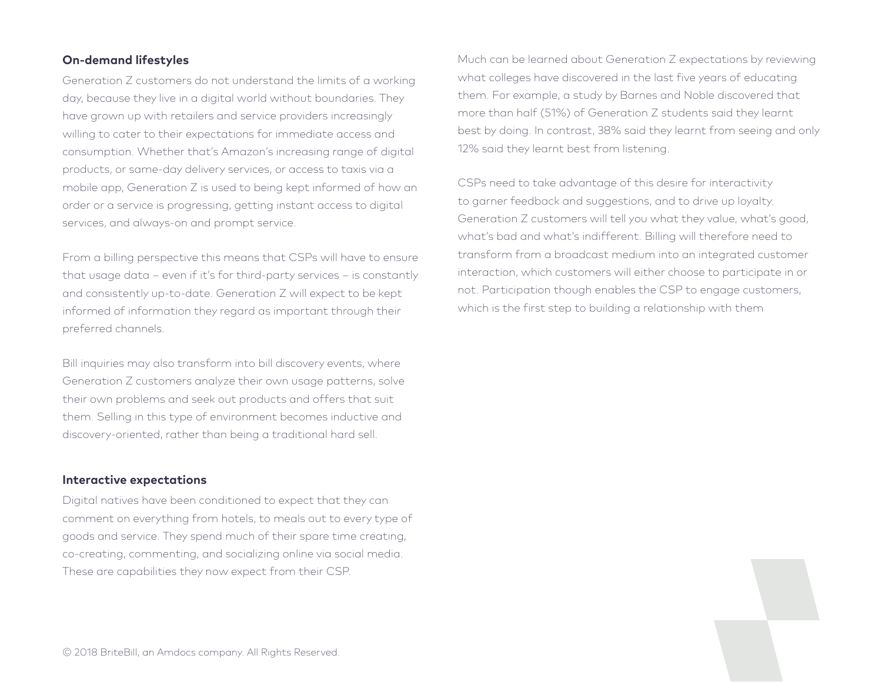### On-demand lifestyles

Generation Z customers do not understand the limits of a working day, because they live in a digital world without boundaries. They have grown up with retailers and service providers increasingly willing to cater to their expectations for immediate access and consumption. Whether that's Amazon's increasing range of digital products, or same-day delivery services, or access to taxis via a mobile app, Generation Z is used to being kept informed of how an order or a service is progressing, getting instant access to digital services, and always-on and prompt service.

From a billing perspective this means that CSPs will have to ensure that usage data – even if it's for third-party services – is constantly and consistently up-to-date. Generation Z will expect to be kept informed of information they regard as important through their preferred channels.

Bill inquiries may also transform into bill discovery events, where Generation Z customers analyze their own usage patterns, solve their own problems and seek out products and offers that suit them. Selling in this type of environment becomes inductive and discovery-oriented, rather than being a traditional hard sell.

### Interactive expectations

Digital natives have been conditioned to expect that they can comment on everything from hotels, to meals out to every type of goods and service. They spend much of their spare time creating, co-creating, commenting, and socializing online via social media. These are capabilities they now expect from their CSP.

Much can be learned about Generation Z expectations by reviewing what colleges have discovered in the last five years of educating them. For example, a study by Barnes and Noble discovered that more than half (51%) of Generation Z students said they learnt best by doing. In contrast, 38% said they learnt from seeing and only 12% said they learnt best from listening.

CSPs need to take advantage of this desire for interactivity to garner feedback and suggestions, and to drive up loyalty. Generation Z customers will tell you what they value, what's good, what's bad and what's indifferent. Billing will therefore need to transform from a broadcast medium into an integrated customer interaction, which customers will either choose to participate in or not. Participation though enables the CSP to engage customers, which is the first step to building a relationship with them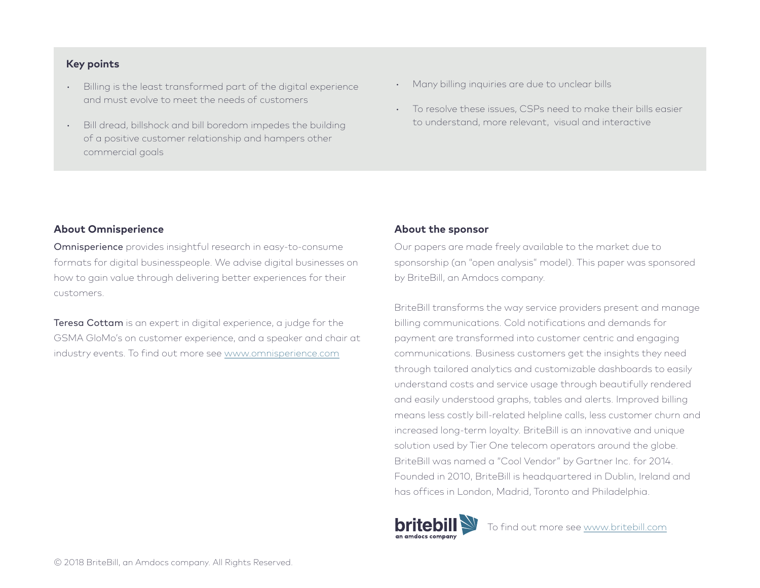## Key points

- Billing is the least transformed part of the digital experience and must evolve to meet the needs of customers
- Bill dread, billshock and bill boredom impedes the building of a positive customer relationship and hampers other commercial goals
- Many billing inquiries are due to unclear bills
- To resolve these issues, CSPs need to make their bills easier to understand, more relevant, visual and interactive

## About Omnisperience

**Omnisperience** provides insightful research in easy-to-consume formats for digital businesspeople. We advise digital businesses on how to gain value through delivering better experiences for their customers.

**Teresa Cottam** is an expert in digital experience, a judge for the GSMA GloMo's on customer experience, and a speaker and chair at industry events. To find out more see www.omnisperience.com

## About the sponsor

Our papers are made freely available to the market due to sponsorship (an "open analysis" model). This paper was sponsored by BriteBill, an Amdocs company.

BriteBill transforms the way service providers present and manage billing communications. Cold notifications and demands for payment are transformed into customer centric and engaging communications. Business customers get the insights they need through tailored analytics and customizable dashboards to easily understand costs and service usage through beautifully rendered and easily understood graphs, tables and alerts. Improved billing means less costly bill-related helpline calls, less customer churn and increased long-term loyalty. BriteBill is an innovative and unique solution used by Tier One telecom operators around the globe. BriteBill was named a "Cool Vendor" by Gartner Inc. for 2014. Founded in 2010, BriteBill is headquartered in Dublin, Ireland and has offices in London, Madrid, Toronto and Philadelphia.

britebill an amdocs company

To find out more see www.britebill.com

© 2018 BriteBill, an Amdocs company. All Rights Reserved.